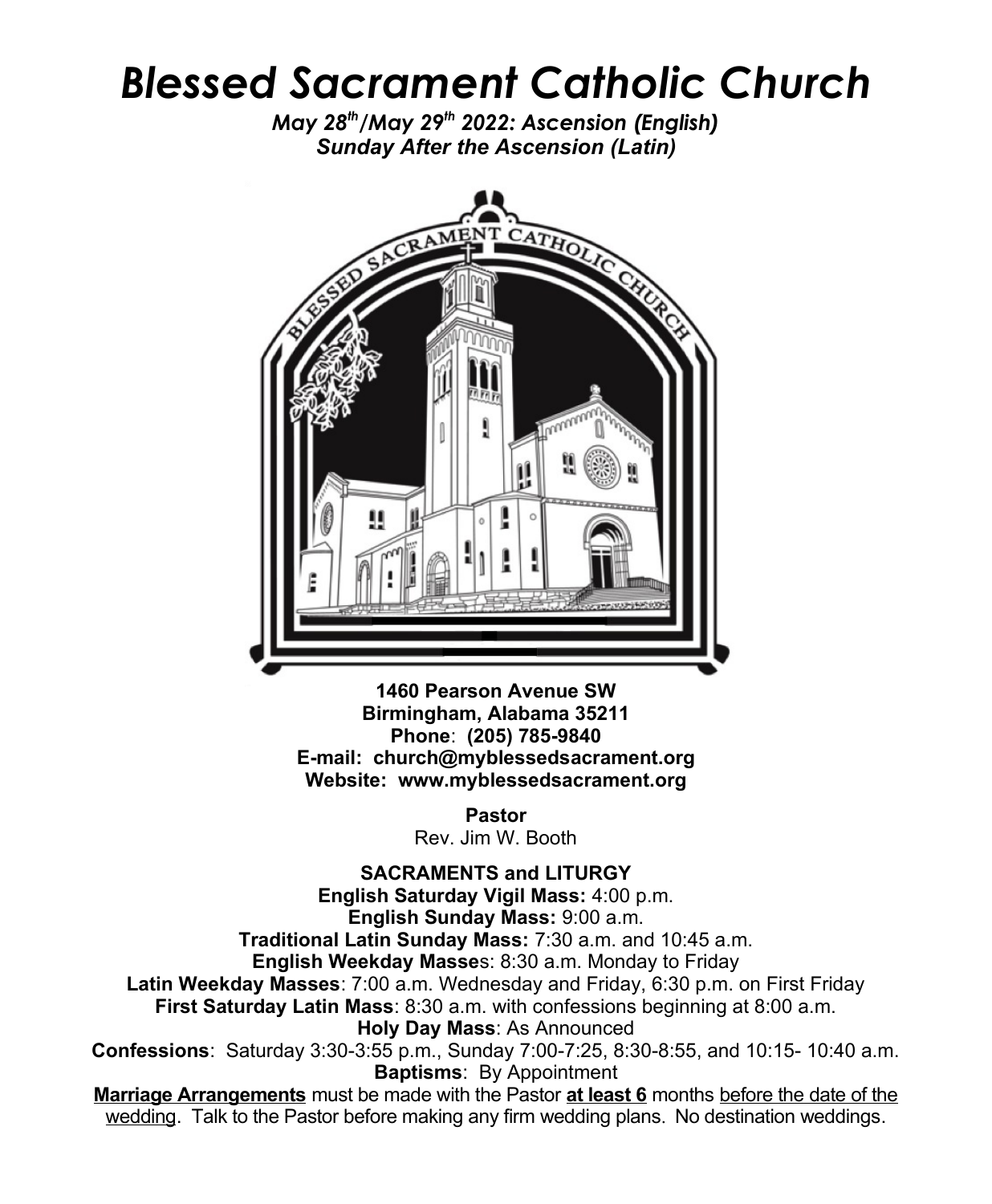# *Blessed Sacrament Catholic Church*

***May 28th/May 29th 2022: Ascension (English)***
***Sunday After the Ascension (Latin)***

**1460 Pearson Avenue SW**
**Birmingham, Alabama 35211**
**Phone**: **(205) 785-9840**
**E-mail: church@myblessedsacrament.org**
**Website: www.myblessedsacrament.org**

**Pastor**
Rev. Jim W. Booth

**SACRAMENTS and LITURGY**

**English Saturday Vigil Mass:** 4:00 p.m.
**English Sunday Mass:** 9:00 a.m.
**Traditional Latin Sunday Mass:** 7:30 a.m. and 10:45 a.m.
**English Weekday Masses**: 8:30 a.m. Monday to Friday
**Latin Weekday Masses**: 7:00 a.m. Wednesday and Friday, 6:30 p.m. on First Friday
**First Saturday Latin Mass**: 8:30 a.m. with confessions beginning at 8:00 a.m.
**Holy Day Mass**: As Announced
**Confessions**: Saturday 3:30-3:55 p.m., Sunday 7:00-7:25, 8:30-8:55, and 10:15- 10:40 a.m.
**Baptisms**: By Appointment

**Marriage Arrangements** must be made with the Pastor **at least 6** months before the date of the wedding. Talk to the Pastor before making any firm wedding plans. No destination weddings.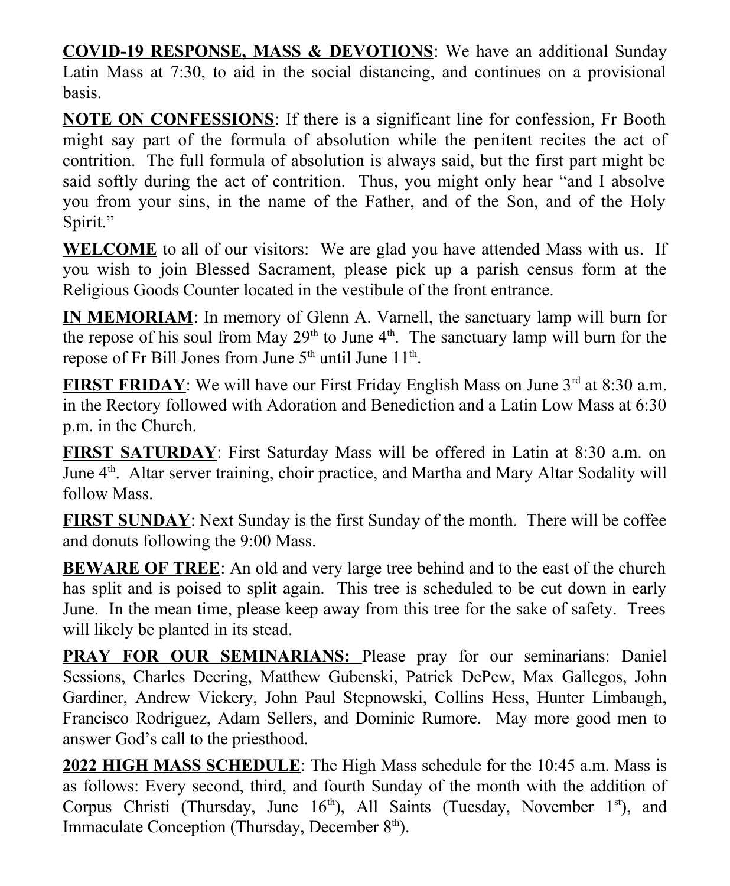**COVID-19 RESPONSE, MASS & DEVOTIONS**: We have an additional Sunday Latin Mass at 7:30, to aid in the social distancing, and continues on a provisional basis.

**NOTE ON CONFESSIONS**: If there is a significant line for confession, Fr Booth might say part of the formula of absolution while the penitent recites the act of contrition. The full formula of absolution is always said, but the first part might be said softly during the act of contrition. Thus, you might only hear "and I absolve you from your sins, in the name of the Father, and of the Son, and of the Holy Spirit."

**WELCOME** to all of our visitors: We are glad you have attended Mass with us. If you wish to join Blessed Sacrament, please pick up a parish census form at the Religious Goods Counter located in the vestibule of the front entrance.

**IN MEMORIAM**: In memory of Glenn A. Varnell, the sanctuary lamp will burn for the repose of his soul from May 29th to June 4th. The sanctuary lamp will burn for the repose of Fr Bill Jones from June 5th until June 11th.

**FIRST FRIDAY**: We will have our First Friday English Mass on June 3rd at 8:30 a.m. in the Rectory followed with Adoration and Benediction and a Latin Low Mass at 6:30 p.m. in the Church.

**FIRST SATURDAY**: First Saturday Mass will be offered in Latin at 8:30 a.m. on June 4th. Altar server training, choir practice, and Martha and Mary Altar Sodality will follow Mass.

**FIRST SUNDAY**: Next Sunday is the first Sunday of the month. There will be coffee and donuts following the 9:00 Mass.

**BEWARE OF TREE**: An old and very large tree behind and to the east of the church has split and is poised to split again. This tree is scheduled to be cut down in early June. In the mean time, please keep away from this tree for the sake of safety. Trees will likely be planted in its stead.

**PRAY FOR OUR SEMINARIANS:** Please pray for our seminarians: Daniel Sessions, Charles Deering, Matthew Gubenski, Patrick DePew, Max Gallegos, John Gardiner, Andrew Vickery, John Paul Stepnowski, Collins Hess, Hunter Limbaugh, Francisco Rodriguez, Adam Sellers, and Dominic Rumore. May more good men to answer God's call to the priesthood.

**2022 HIGH MASS SCHEDULE**: The High Mass schedule for the 10:45 a.m. Mass is as follows: Every second, third, and fourth Sunday of the month with the addition of Corpus Christi (Thursday, June 16th), All Saints (Tuesday, November 1st), and Immaculate Conception (Thursday, December 8th).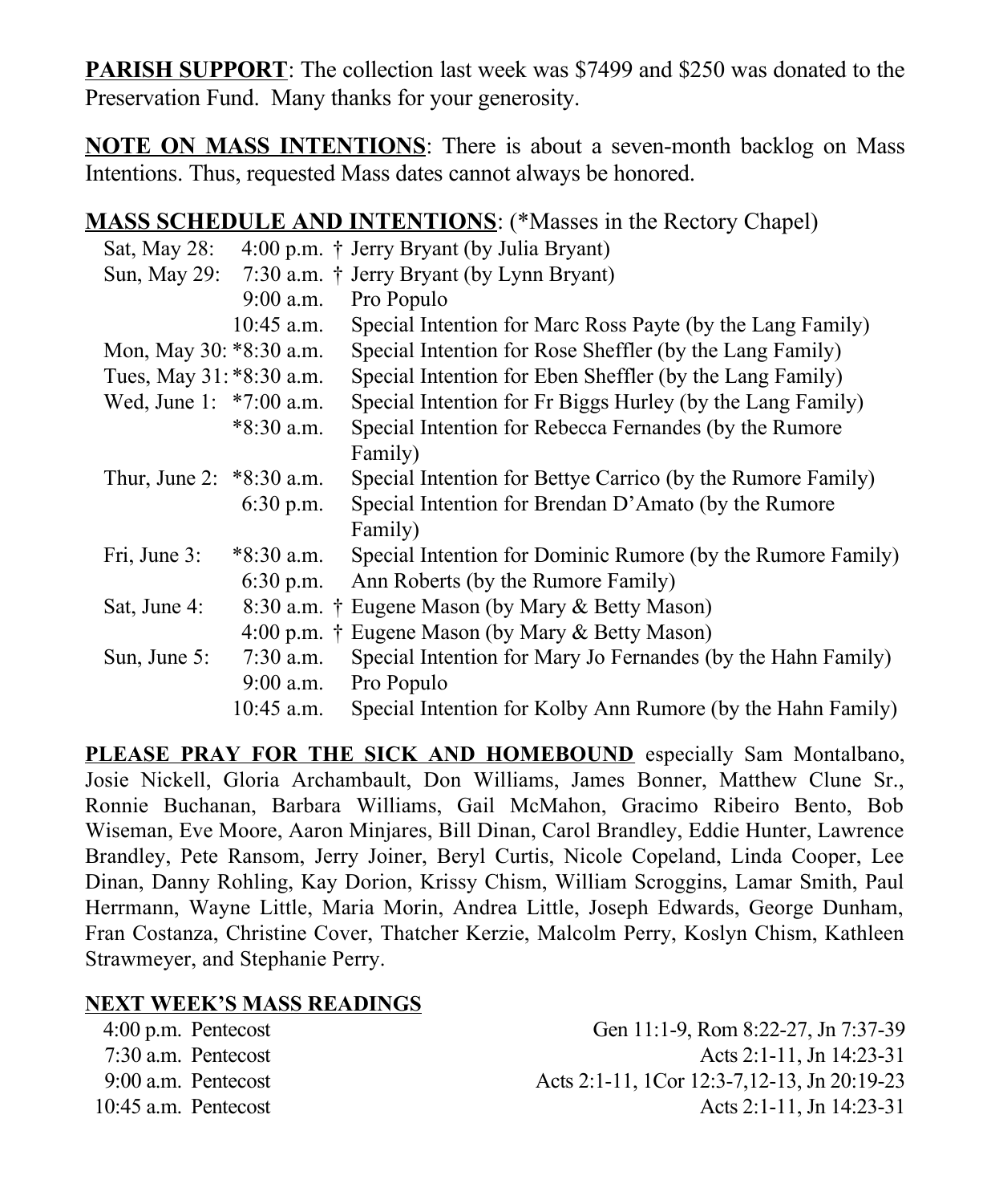**PARISH SUPPORT**: The collection last week was $7499 and $250 was donated to the Preservation Fund. Many thanks for your generosity.

**NOTE ON MASS INTENTIONS**: There is about a seven-month backlog on Mass Intentions. Thus, requested Mass dates cannot always be honored.

**MASS SCHEDULE AND INTENTIONS**: (*Masses in the Rectory Chapel)

| Day | Time | Intention |
|---|---|---|
| Sat, May 28: | 4:00 p.m. | † Jerry Bryant (by Julia Bryant) |
| Sun, May 29: | 7:30 a.m. | † Jerry Bryant (by Lynn Bryant) |
| | 9:00 a.m. | Pro Populo |
| | 10:45 a.m. | Special Intention for Marc Ross Payte (by the Lang Family) |
| Mon, May 30: | *8:30 a.m. | Special Intention for Rose Sheffler (by the Lang Family) |
| Tues, May 31: | *8:30 a.m. | Special Intention for Eben Sheffler (by the Lang Family) |
| Wed, June 1: | *7:00 a.m. | Special Intention for Fr Biggs Hurley (by the Lang Family) |
| | *8:30 a.m. | Special Intention for Rebecca Fernandes (by the Rumore Family) |
| Thur, June 2: | *8:30 a.m. | Special Intention for Bettye Carrico (by the Rumore Family) |
| | 6:30 p.m. | Special Intention for Brendan D'Amato (by the Rumore Family) |
| Fri, June 3: | *8:30 a.m. | Special Intention for Dominic Rumore (by the Rumore Family) |
| | 6:30 p.m. | Ann Roberts (by the Rumore Family) |
| Sat, June 4: | 8:30 a.m. | † Eugene Mason (by Mary & Betty Mason) |
| | 4:00 p.m. | † Eugene Mason (by Mary & Betty Mason) |
| Sun, June 5: | 7:30 a.m. | Special Intention for Mary Jo Fernandes (by the Hahn Family) |
| | 9:00 a.m. | Pro Populo |
| | 10:45 a.m. | Special Intention for Kolby Ann Rumore (by the Hahn Family) |

**PLEASE PRAY FOR THE SICK AND HOMEBOUND** especially Sam Montalbano, Josie Nickell, Gloria Archambault, Don Williams, James Bonner, Matthew Clune Sr., Ronnie Buchanan, Barbara Williams, Gail McMahon, Gracimo Ribeiro Bento, Bob Wiseman, Eve Moore, Aaron Minjares, Bill Dinan, Carol Brandley, Eddie Hunter, Lawrence Brandley, Pete Ransom, Jerry Joiner, Beryl Curtis, Nicole Copeland, Linda Cooper, Lee Dinan, Danny Rohling, Kay Dorion, Krissy Chism, William Scroggins, Lamar Smith, Paul Herrmann, Wayne Little, Maria Morin, Andrea Little, Joseph Edwards, George Dunham, Fran Costanza, Christine Cover, Thatcher Kerzie, Malcolm Perry, Koslyn Chism, Kathleen Strawmeyer, and Stephanie Perry.

**NEXT WEEK'S MASS READINGS**

| Time | Celebration | Readings |
|---|---|---|
| 4:00 p.m. | Pentecost | Gen 11:1-9, Rom 8:22-27, Jn 7:37-39 |
| 7:30 a.m. | Pentecost | Acts 2:1-11, Jn 14:23-31 |
| 9:00 a.m. | Pentecost | Acts 2:1-11, 1Cor 12:3-7,12-13, Jn 20:19-23 |
| 10:45 a.m. | Pentecost | Acts 2:1-11, Jn 14:23-31 |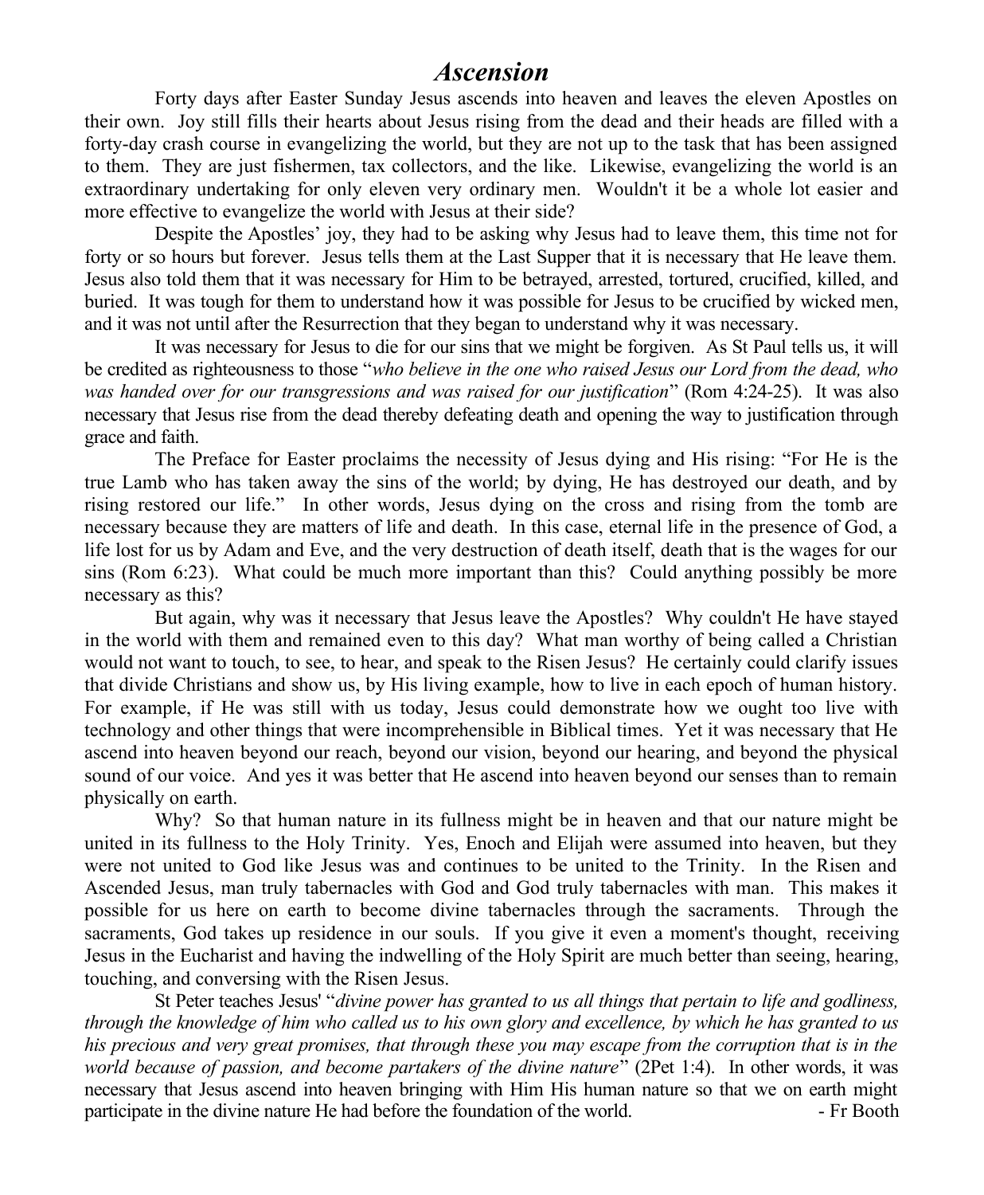# *Ascension*

Forty days after Easter Sunday Jesus ascends into heaven and leaves the eleven Apostles on their own. Joy still fills their hearts about Jesus rising from the dead and their heads are filled with a forty-day crash course in evangelizing the world, but they are not up to the task that has been assigned to them. They are just fishermen, tax collectors, and the like. Likewise, evangelizing the world is an extraordinary undertaking for only eleven very ordinary men. Wouldn't it be a whole lot easier and more effective to evangelize the world with Jesus at their side?

Despite the Apostles' joy, they had to be asking why Jesus had to leave them, this time not for forty or so hours but forever. Jesus tells them at the Last Supper that it is necessary that He leave them. Jesus also told them that it was necessary for Him to be betrayed, arrested, tortured, crucified, killed, and buried. It was tough for them to understand how it was possible for Jesus to be crucified by wicked men, and it was not until after the Resurrection that they began to understand why it was necessary.

It was necessary for Jesus to die for our sins that we might be forgiven. As St Paul tells us, it will be credited as righteousness to those "*who believe in the one who raised Jesus our Lord from the dead, who was handed over for our transgressions and was raised for our justification*" (Rom 4:24-25). It was also necessary that Jesus rise from the dead thereby defeating death and opening the way to justification through grace and faith.

The Preface for Easter proclaims the necessity of Jesus dying and His rising: "For He is the true Lamb who has taken away the sins of the world; by dying, He has destroyed our death, and by rising restored our life." In other words, Jesus dying on the cross and rising from the tomb are necessary because they are matters of life and death. In this case, eternal life in the presence of God, a life lost for us by Adam and Eve, and the very destruction of death itself, death that is the wages for our sins (Rom 6:23). What could be much more important than this? Could anything possibly be more necessary as this?

But again, why was it necessary that Jesus leave the Apostles? Why couldn't He have stayed in the world with them and remained even to this day? What man worthy of being called a Christian would not want to touch, to see, to hear, and speak to the Risen Jesus? He certainly could clarify issues that divide Christians and show us, by His living example, how to live in each epoch of human history. For example, if He was still with us today, Jesus could demonstrate how we ought too live with technology and other things that were incomprehensible in Biblical times. Yet it was necessary that He ascend into heaven beyond our reach, beyond our vision, beyond our hearing, and beyond the physical sound of our voice. And yes it was better that He ascend into heaven beyond our senses than to remain physically on earth.

Why? So that human nature in its fullness might be in heaven and that our nature might be united in its fullness to the Holy Trinity. Yes, Enoch and Elijah were assumed into heaven, but they were not united to God like Jesus was and continues to be united to the Trinity. In the Risen and Ascended Jesus, man truly tabernacles with God and God truly tabernacles with man. This makes it possible for us here on earth to become divine tabernacles through the sacraments. Through the sacraments, God takes up residence in our souls. If you give it even a moment's thought, receiving Jesus in the Eucharist and having the indwelling of the Holy Spirit are much better than seeing, hearing, touching, and conversing with the Risen Jesus.

St Peter teaches Jesus' "*divine power has granted to us all things that pertain to life and godliness, through the knowledge of him who called us to his own glory and excellence, by which he has granted to us his precious and very great promises, that through these you may escape from the corruption that is in the world because of passion, and become partakers of the divine nature*" (2Pet 1:4). In other words, it was necessary that Jesus ascend into heaven bringing with Him His human nature so that we on earth might participate in the divine nature He had before the foundation of the world.

\- Fr Booth